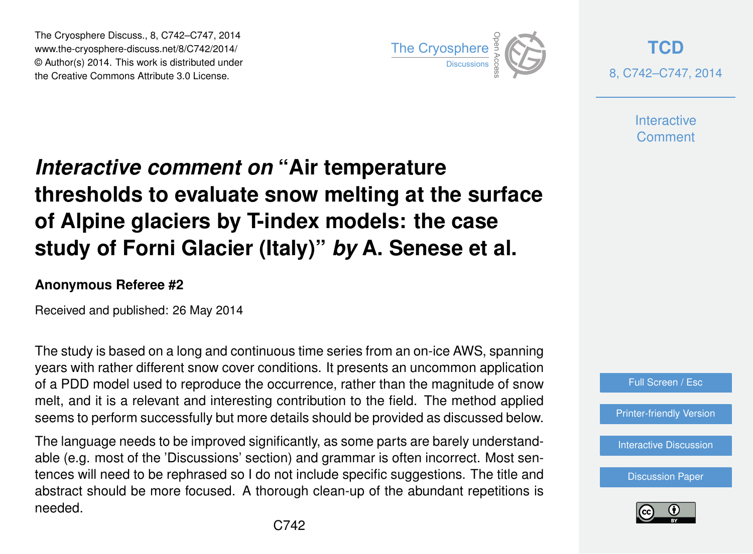# *Interactive comment on* "Air temperature thresholds to evaluate snow melting at the surface of Alpine glaciers by T-index models: the case study of Forni Glacier (Italy)" *by* A. Senese et al.

**Anonymous Referee #2**

Received and published: 26 May 2014

The study is based on a long and continuous time series from an on-ice AWS, spanning years with rather different snow cover conditions. It presents an uncommon application of a PDD model used to reproduce the occurrence, rather than the magnitude of snow melt, and it is a relevant and interesting contribution to the field. The method applied seems to perform successfully but more details should be provided as discussed below.

The language needs to be improved significantly, as some parts are barely understandable (e.g. most of the 'Discussions' section) and grammar is often incorrect. Most sentences will need to be rephrased so I do not include specific suggestions. The title and abstract should be more focused. A thorough clean-up of the abundant repetitions is needed.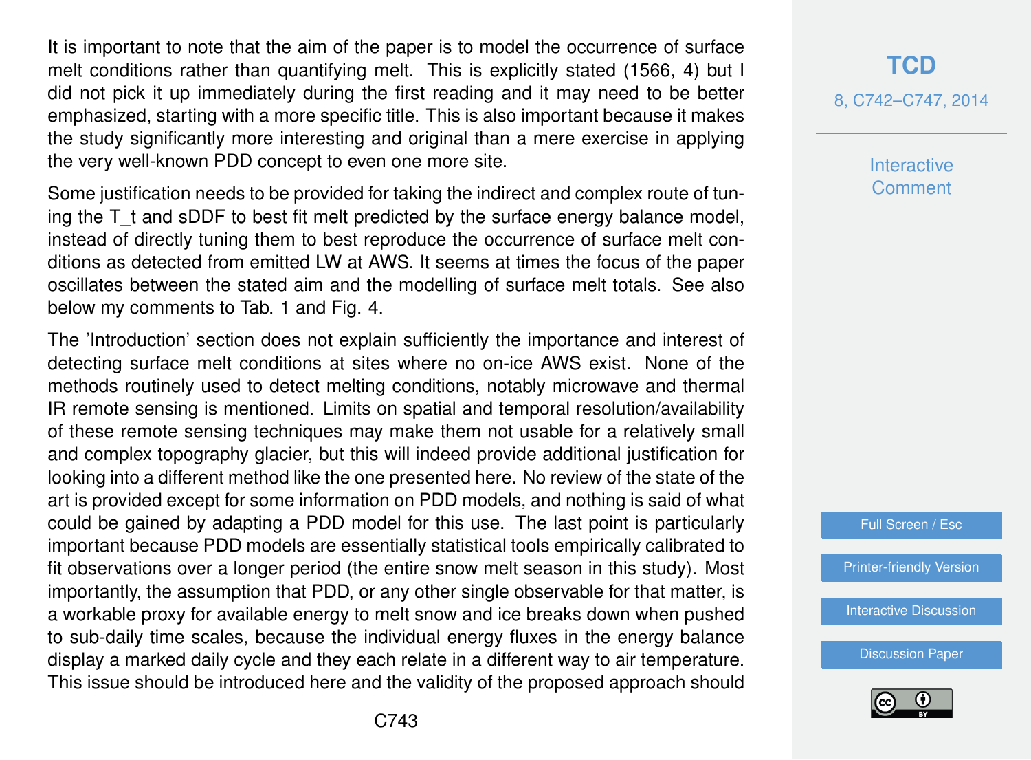It is important to note that the aim of the paper is to model the occurrence of surface melt conditions rather than quantifying melt. This is explicitly stated (1566, 4) but I did not pick it up immediately during the first reading and it may need to be better emphasized, starting with a more specific title. This is also important because it makes the study significantly more interesting and original than a mere exercise in applying the very well-known PDD concept to even one more site.

Some justification needs to be provided for taking the indirect and complex route of tuning the T_t and sDDF to best fit melt predicted by the surface energy balance model, instead of directly tuning them to best reproduce the occurrence of surface melt conditions as detected from emitted LW at AWS. It seems at times the focus of the paper oscillates between the stated aim and the modelling of surface melt totals. See also below my comments to Tab. 1 and Fig. 4.

The 'Introduction' section does not explain sufficiently the importance and interest of detecting surface melt conditions at sites where no on-ice AWS exist. None of the methods routinely used to detect melting conditions, notably microwave and thermal IR remote sensing is mentioned. Limits on spatial and temporal resolution/availability of these remote sensing techniques may make them not usable for a relatively small and complex topography glacier, but this will indeed provide additional justification for looking into a different method like the one presented here. No review of the state of the art is provided except for some information on PDD models, and nothing is said of what could be gained by adapting a PDD model for this use. The last point is particularly important because PDD models are essentially statistical tools empirically calibrated to fit observations over a longer period (the entire snow melt season in this study). Most importantly, the assumption that PDD, or any other single observable for that matter, is a workable proxy for available energy to melt snow and ice breaks down when pushed to sub-daily time scales, because the individual energy fluxes in the energy balance display a marked daily cycle and they each relate in a different way to air temperature. This issue should be introduced here and the validity of the proposed approach should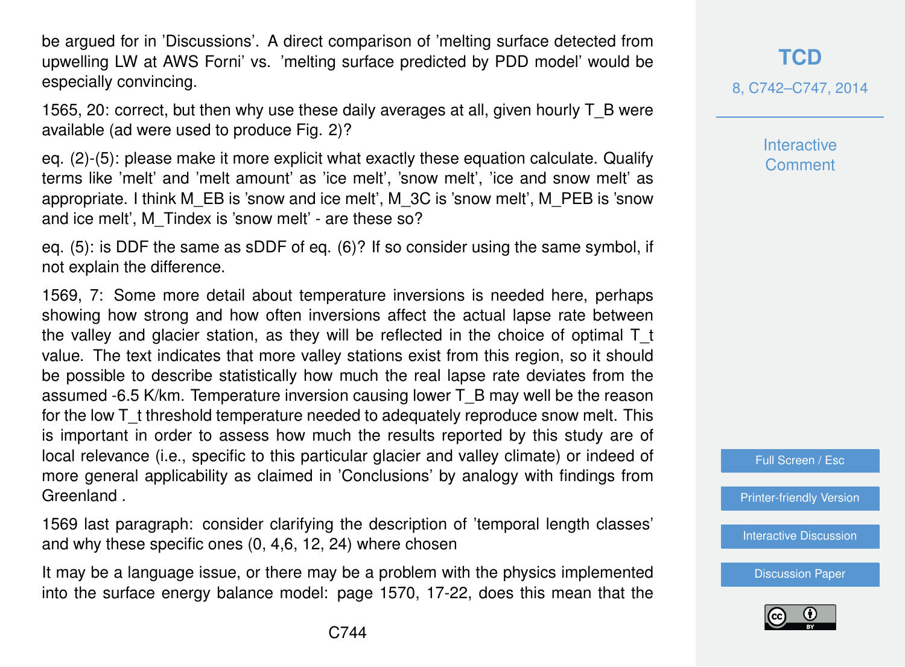be argued for in 'Discussions'. A direct comparison of 'melting surface detected from upwelling LW at AWS Forni' vs. 'melting surface predicted by PDD model' would be especially convincing.

1565, 20: correct, but then why use these daily averages at all, given hourly $T_B$ were available (ad were used to produce Fig. 2)?

eq. (2)-(5): please make it more explicit what exactly these equation calculate. Qualify terms like 'melt' and 'melt amount' as 'ice melt', 'snow melt', 'ice and snow melt' as appropriate. I think $M_{EB}$ is 'snow and ice melt', $M_{3C}$ is 'snow melt', $M_{PEB}$ is 'snow and ice melt', $M_{Tindex}$ is 'snow melt' - are these so?

eq. (5): is DDF the same as sDDF of eq. (6)? If so consider using the same symbol, if not explain the difference.

1569, 7: Some more detail about temperature inversions is needed here, perhaps showing how strong and how often inversions affect the actual lapse rate between the valley and glacier station, as they will be reflected in the choice of optimal $T_t$ value. The text indicates that more valley stations exist from this region, so it should be possible to describe statistically how much the real lapse rate deviates from the assumed -6.5 K/km. Temperature inversion causing lower $T_B$ may well be the reason for the low $T_t$ threshold temperature needed to adequately reproduce snow melt. This is important in order to assess how much the results reported by this study are of local relevance (i.e., specific to this particular glacier and valley climate) or indeed of more general applicability as claimed in 'Conclusions' by analogy with findings from Greenland .

1569 last paragraph: consider clarifying the description of 'temporal length classes' and why these specific ones (0, 4,6, 12, 24) where chosen

It may be a language issue, or there may be a problem with the physics implemented into the surface energy balance model: page 1570, 17-22, does this mean that the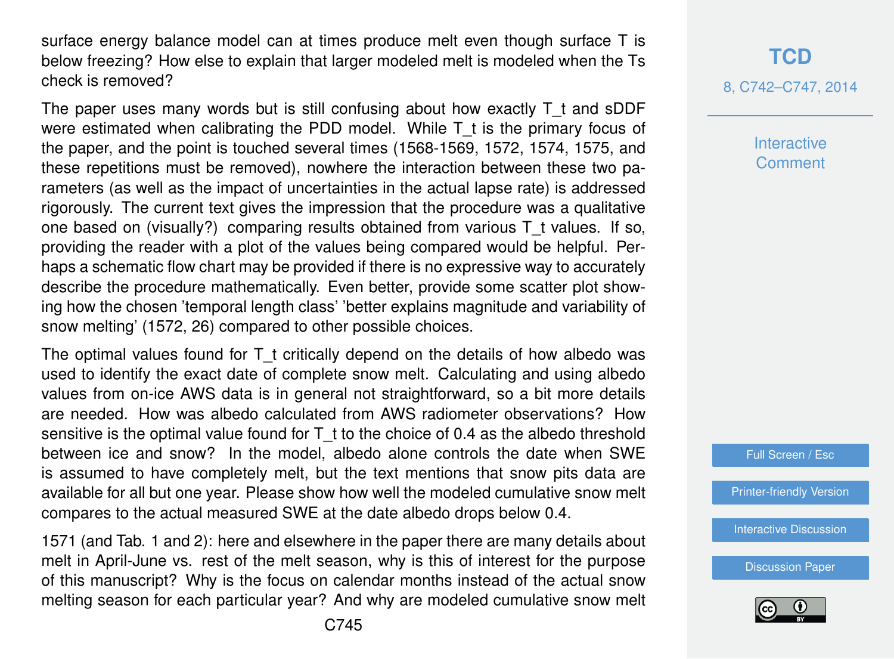surface energy balance model can at times produce melt even though surface T is below freezing? How else to explain that larger modeled melt is modeled when the Ts check is removed?

The paper uses many words but is still confusing about how exactly T_t and sDDF were estimated when calibrating the PDD model. While T_t is the primary focus of the paper, and the point is touched several times (1568-1569, 1572, 1574, 1575, and these repetitions must be removed), nowhere the interaction between these two parameters (as well as the impact of uncertainties in the actual lapse rate) is addressed rigorously. The current text gives the impression that the procedure was a qualitative one based on (visually?) comparing results obtained from various T_t values. If so, providing the reader with a plot of the values being compared would be helpful. Perhaps a schematic flow chart may be provided if there is no expressive way to accurately describe the procedure mathematically. Even better, provide some scatter plot showing how the chosen 'temporal length class' 'better explains magnitude and variability of snow melting' (1572, 26) compared to other possible choices.

The optimal values found for T_t critically depend on the details of how albedo was used to identify the exact date of complete snow melt. Calculating and using albedo values from on-ice AWS data is in general not straightforward, so a bit more details are needed. How was albedo calculated from AWS radiometer observations? How sensitive is the optimal value found for T_t to the choice of 0.4 as the albedo threshold between ice and snow? In the model, albedo alone controls the date when SWE is assumed to have completely melt, but the text mentions that snow pits data are available for all but one year. Please show how well the modeled cumulative snow melt compares to the actual measured SWE at the date albedo drops below 0.4.

1571 (and Tab. 1 and 2): here and elsewhere in the paper there are many details about melt in April-June vs. rest of the melt season, why is this of interest for the purpose of this manuscript? Why is the focus on calendar months instead of the actual snow melting season for each particular year? And why are modeled cumulative snow melt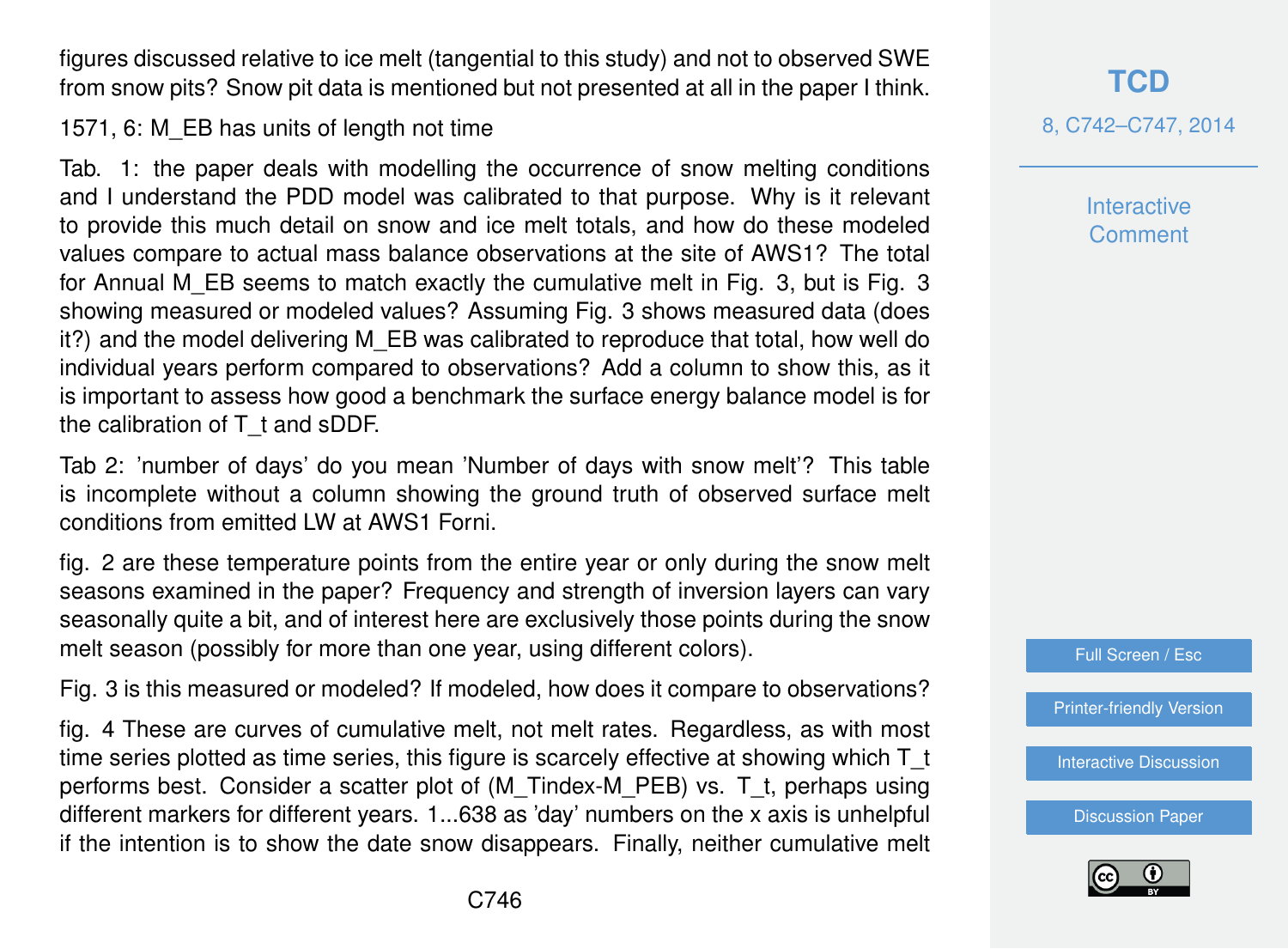figures discussed relative to ice melt (tangential to this study) and not to observed SWE from snow pits? Snow pit data is mentioned but not presented at all in the paper I think.

1571, 6: $M_{EB}$ has units of length not time

Tab. 1: the paper deals with modelling the occurrence of snow melting conditions and I understand the PDD model was calibrated to that purpose. Why is it relevant to provide this much detail on snow and ice melt totals, and how do these modeled values compare to actual mass balance observations at the site of AWS1? The total for Annual $M_{EB}$ seems to match exactly the cumulative melt in Fig. 3, but is Fig. 3 showing measured or modeled values? Assuming Fig. 3 shows measured data (does it?) and the model delivering $M_{EB}$ was calibrated to reproduce that total, how well do individual years perform compared to observations? Add a column to show this, as it is important to assess how good a benchmark the surface energy balance model is for the calibration of $T_t$ and sDDF.

Tab 2: 'number of days' do you mean 'Number of days with snow melt'? This table is incomplete without a column showing the ground truth of observed surface melt conditions from emitted LW at AWS1 Forni.

fig. 2 are these temperature points from the entire year or only during the snow melt seasons examined in the paper? Frequency and strength of inversion layers can vary seasonally quite a bit, and of interest here are exclusively those points during the snow melt season (possibly for more than one year, using different colors).

Fig. 3 is this measured or modeled? If modeled, how does it compare to observations?

fig. 4 These are curves of cumulative melt, not melt rates. Regardless, as with most time series plotted as time series, this figure is scarcely effective at showing which $T_t$ performs best. Consider a scatter plot of ($M_{Tindex}$-$M_{PEB}$) vs. $T_t$, perhaps using different markers for different years. 1...638 as 'day' numbers on the x axis is unhelpful if the intention is to show the date snow disappears. Finally, neither cumulative melt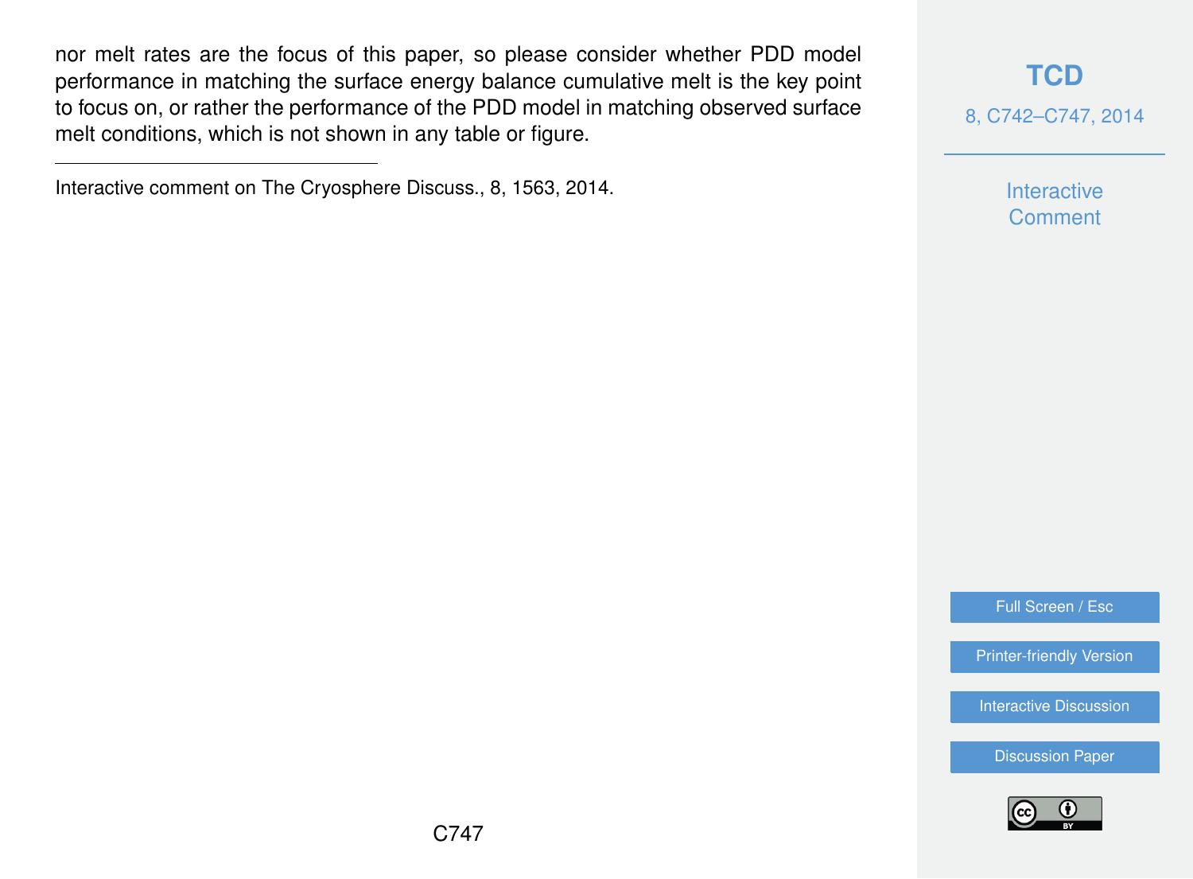nor melt rates are the focus of this paper, so please consider whether PDD model performance in matching the surface energy balance cumulative melt is the key point to focus on, or rather the performance of the PDD model in matching observed surface melt conditions, which is not shown in any table or figure.

---

Interactive comment on The Cryosphere Discuss., 8, 1563, 2014.